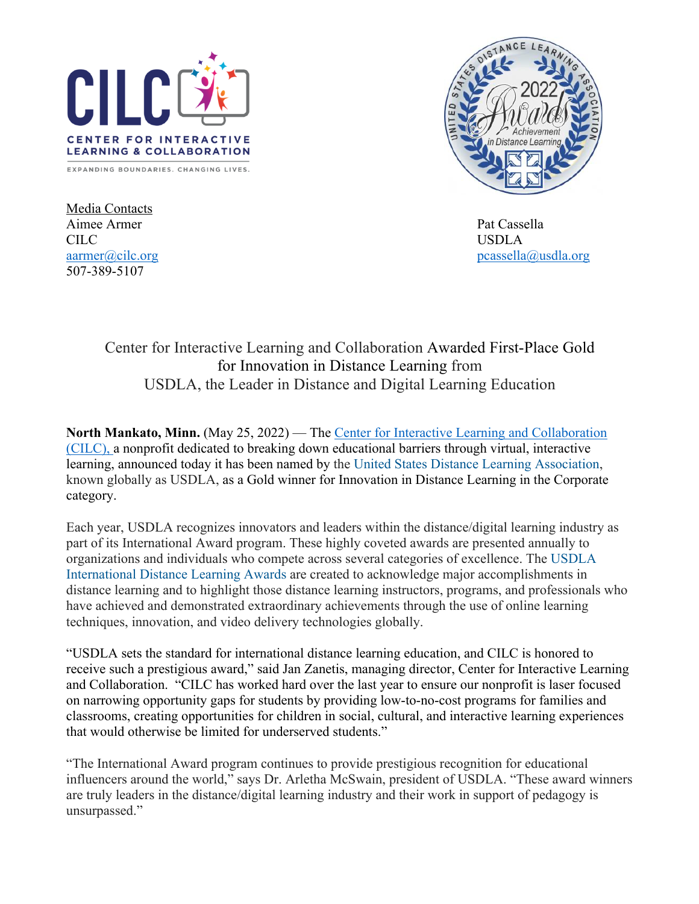CENTER FOR INTERACTIVE LEARNING & COLLABORATION

EXPANDING BOUNDARIES. CHANGING LIVES.

United States Distance Learning Association 2022 Awards Achievement in Distance Learning

Media Contacts

Aimee Armer
CILC
aarmer@cilc.org
507-389-5107

Pat Cassella
USDLA
pcassella@usdla.org

# Center for Interactive Learning and Collaboration Awarded First-Place Gold for Innovation in Distance Learning from USDLA, the Leader in Distance and Digital Learning Education

**North Mankato, Minn.** (May 25, 2022) — The Center for Interactive Learning and Collaboration (CILC), a nonprofit dedicated to breaking down educational barriers through virtual, interactive learning, announced today it has been named by the United States Distance Learning Association, known globally as USDLA, as a Gold winner for Innovation in Distance Learning in the Corporate category.

Each year, USDLA recognizes innovators and leaders within the distance/digital learning industry as part of its International Award program. These highly coveted awards are presented annually to organizations and individuals who compete across several categories of excellence. The USDLA International Distance Learning Awards are created to acknowledge major accomplishments in distance learning and to highlight those distance learning instructors, programs, and professionals who have achieved and demonstrated extraordinary achievements through the use of online learning techniques, innovation, and video delivery technologies globally.

"USDLA sets the standard for international distance learning education, and CILC is honored to receive such a prestigious award," said Jan Zanetis, managing director, Center for Interactive Learning and Collaboration. "CILC has worked hard over the last year to ensure our nonprofit is laser focused on narrowing opportunity gaps for students by providing low-to-no-cost programs for families and classrooms, creating opportunities for children in social, cultural, and interactive learning experiences that would otherwise be limited for underserved students."

"The International Award program continues to provide prestigious recognition for educational influencers around the world," says Dr. Arletha McSwain, president of USDLA. "These award winners are truly leaders in the distance/digital learning industry and their work in support of pedagogy is unsurpassed."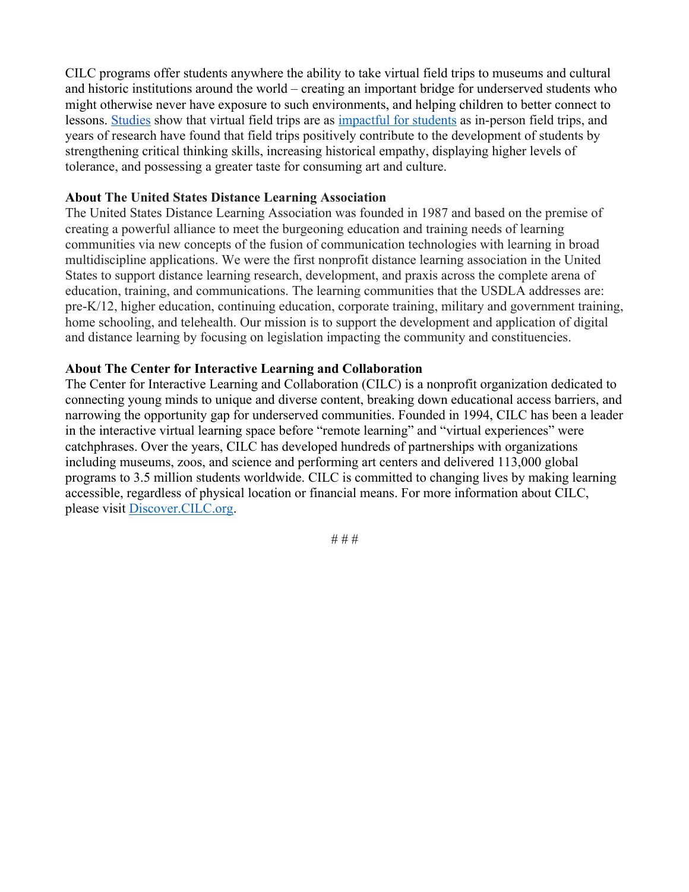CILC programs offer students anywhere the ability to take virtual field trips to museums and cultural and historic institutions around the world – creating an important bridge for underserved students who might otherwise never have exposure to such environments, and helping children to better connect to lessons. Studies show that virtual field trips are as impactful for students as in-person field trips, and years of research have found that field trips positively contribute to the development of students by strengthening critical thinking skills, increasing historical empathy, displaying higher levels of tolerance, and possessing a greater taste for consuming art and culture.

**About The United States Distance Learning Association**

The United States Distance Learning Association was founded in 1987 and based on the premise of creating a powerful alliance to meet the burgeoning education and training needs of learning communities via new concepts of the fusion of communication technologies with learning in broad multidiscipline applications. We were the first nonprofit distance learning association in the United States to support distance learning research, development, and praxis across the complete arena of education, training, and communications. The learning communities that the USDLA addresses are: pre-K/12, higher education, continuing education, corporate training, military and government training, home schooling, and telehealth. Our mission is to support the development and application of digital and distance learning by focusing on legislation impacting the community and constituencies.

**About The Center for Interactive Learning and Collaboration**

The Center for Interactive Learning and Collaboration (CILC) is a nonprofit organization dedicated to connecting young minds to unique and diverse content, breaking down educational access barriers, and narrowing the opportunity gap for underserved communities. Founded in 1994, CILC has been a leader in the interactive virtual learning space before "remote learning" and "virtual experiences" were catchphrases. Over the years, CILC has developed hundreds of partnerships with organizations including museums, zoos, and science and performing art centers and delivered 113,000 global programs to 3.5 million students worldwide. CILC is committed to changing lives by making learning accessible, regardless of physical location or financial means. For more information about CILC, please visit Discover.CILC.org.

# # #